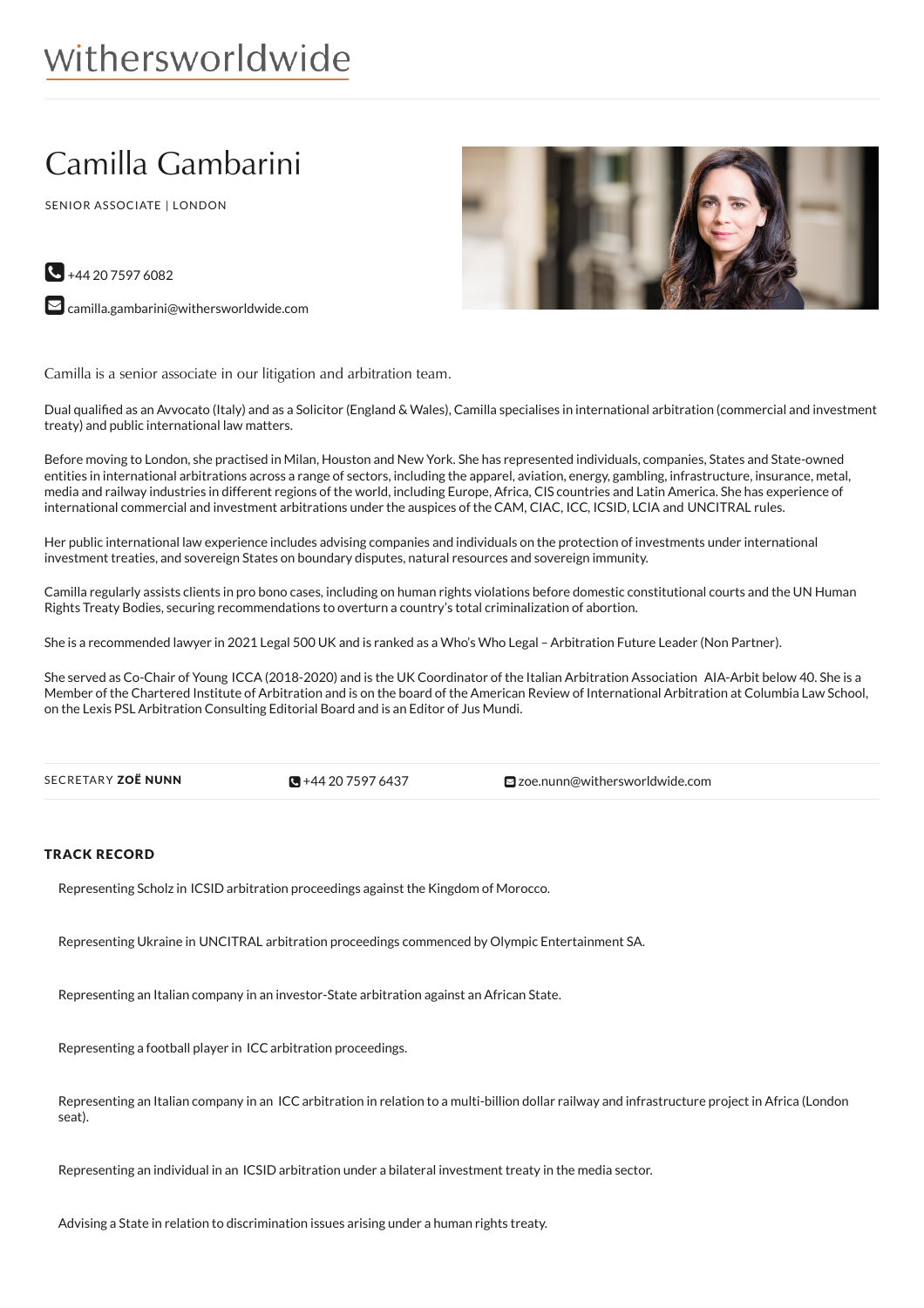withersworldwide

# Camilla Gambarini

SENIOR ASSOCIATE | LONDON

+44 20 7597 6082

camilla.gambarini@withersworldwide.com

Camilla is a senior associate in our litigation and arbitration team.

Dual qualified as an Avvocato (Italy) and as a Solicitor (England & Wales), Camilla specialises in international arbitration (commercial and investment treaty) and public international law matters.

Before moving to London, she practised in Milan, Houston and New York. She has represented individuals, companies, States and State-owned entities in international arbitrations across a range of sectors, including the apparel, aviation, energy, gambling, infrastructure, insurance, metal, media and railway industries in different regions of the world, including Europe, Africa, CIS countries and Latin America. She has experience of international commercial and investment arbitrations under the auspices of the CAM, CIAC, ICC, ICSID, LCIA and UNCITRAL rules.

Her public international law experience includes advising companies and individuals on the protection of investments under international investment treaties, and sovereign States on boundary disputes, natural resources and sovereign immunity.

Camilla regularly assists clients in pro bono cases, including on human rights violations before domestic constitutional courts and the UN Human Rights Treaty Bodies, securing recommendations to overturn a country's total criminalization of abortion.

She is a recommended lawyer in 2021 Legal 500 UK and is ranked as a Who's Who Legal – Arbitration Future Leader (Non Partner).

She served as Co-Chair of Young ICCA (2018-2020) and is the UK Coordinator of the Italian Arbitration Association AIA-Arbit below 40. She is a Member of the Chartered Institute of Arbitration and is on the board of the American Review of International Arbitration at Columbia Law School, on the Lexis PSL Arbitration Consulting Editorial Board and is an Editor of Jus Mundi.

SECRETARY **ZOË NUNN** | +44 20 7597 6437 | zoe.nunn@withersworldwide.com

## TRACK RECORD

Representing Scholz in ICSID arbitration proceedings against the Kingdom of Morocco.

Representing Ukraine in UNCITRAL arbitration proceedings commenced by Olympic Entertainment SA.

Representing an Italian company in an investor-State arbitration against an African State.

Representing a football player in ICC arbitration proceedings.

Representing an Italian company in an ICC arbitration in relation to a multi-billion dollar railway and infrastructure project in Africa (London seat).

Representing an individual in an ICSID arbitration under a bilateral investment treaty in the media sector.

Advising a State in relation to discrimination issues arising under a human rights treaty.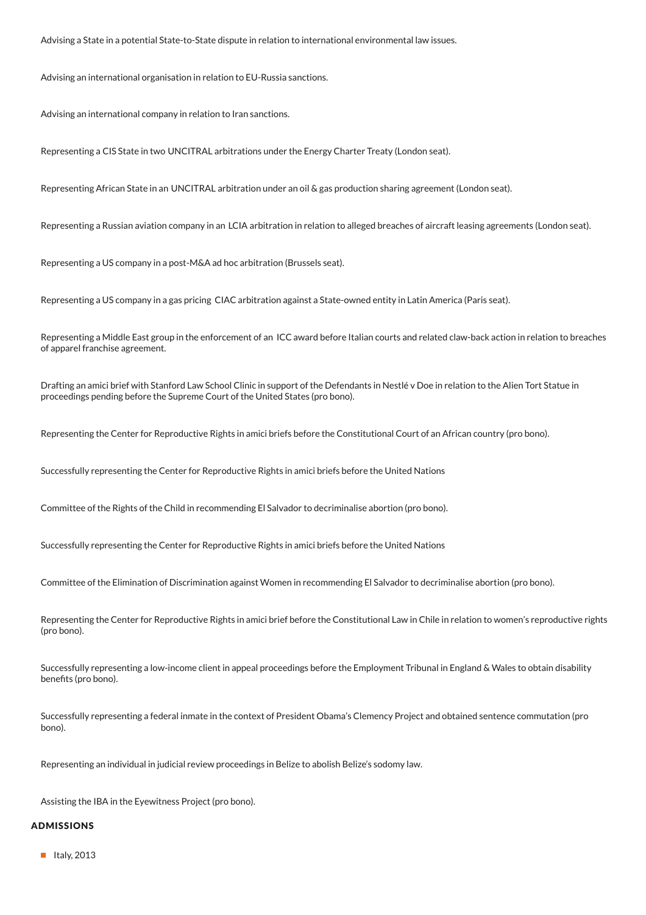Advising a State in a potential State-to-State dispute in relation to international environmental law issues.

Advising an international organisation in relation to EU-Russia sanctions.

Advising an international company in relation to Iran sanctions.

Representing a CIS State in two UNCITRAL arbitrations under the Energy Charter Treaty (London seat).

Representing African State in an UNCITRAL arbitration under an oil & gas production sharing agreement (London seat).

Representing a Russian aviation company in an LCIA arbitration in relation to alleged breaches of aircraft leasing agreements (London seat).

Representing a US company in a post-M&A ad hoc arbitration (Brussels seat).

Representing a US company in a gas pricing CIAC arbitration against a State-owned entity in Latin America (Paris seat).

Representing a Middle East group in the enforcement of an ICC award before Italian courts and related claw-back action in relation to breaches of apparel franchise agreement.

Drafting an amici brief with Stanford Law School Clinic in support of the Defendants in Nestlé v Doe in relation to the Alien Tort Statue in proceedings pending before the Supreme Court of the United States (pro bono).

Representing the Center for Reproductive Rights in amici briefs before the Constitutional Court of an African country (pro bono).

Successfully representing the Center for Reproductive Rights in amici briefs before the United Nations

Committee of the Rights of the Child in recommending El Salvador to decriminalise abortion (pro bono).

Successfully representing the Center for Reproductive Rights in amici briefs before the United Nations

Committee of the Elimination of Discrimination against Women in recommending El Salvador to decriminalise abortion (pro bono).

Representing the Center for Reproductive Rights in amici brief before the Constitutional Law in Chile in relation to women's reproductive rights (pro bono).

Successfully representing a low-income client in appeal proceedings before the Employment Tribunal in England & Wales to obtain disability benefits (pro bono).

Successfully representing a federal inmate in the context of President Obama's Clemency Project and obtained sentence commutation (pro bono).

Representing an individual in judicial review proceedings in Belize to abolish Belize's sodomy law.

Assisting the IBA in the Eyewitness Project (pro bono).

## ADMISSIONS

- Italy, 2013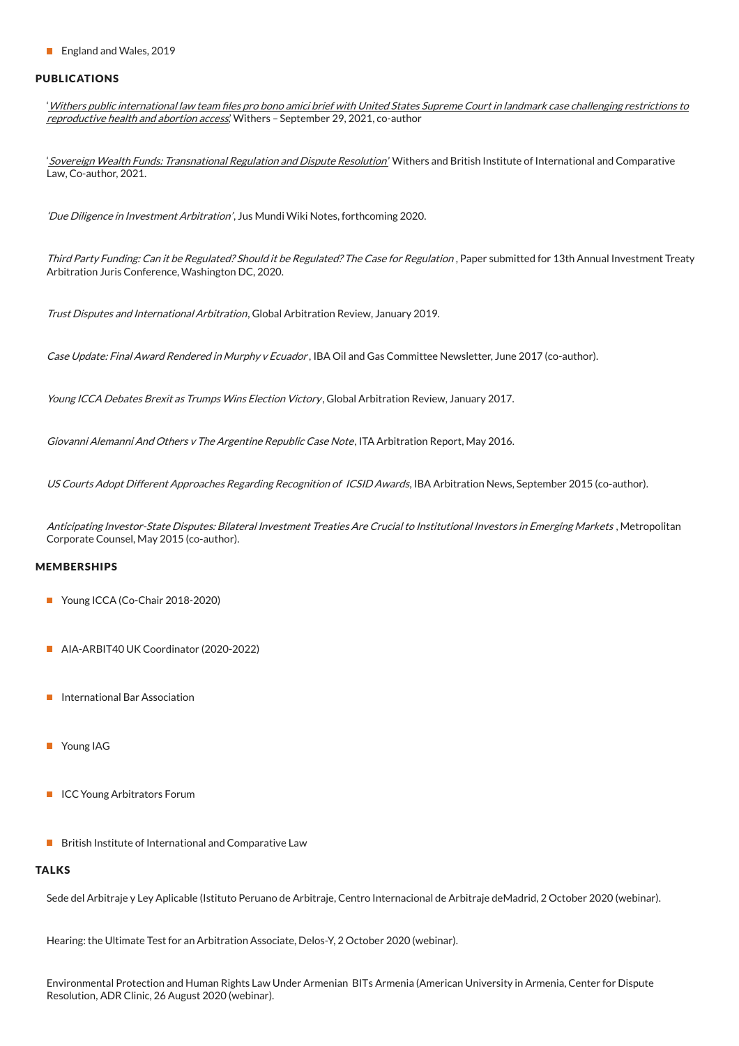- England and Wales, 2019

## PUBLICATIONS

'*Withers public international law team files pro bono amici brief with United States Supreme Court in landmark case challenging restrictions to reproductive health and abortion access*,' Withers – September 29, 2021, co-author

'*Sovereign Wealth Funds: Transnational Regulation and Dispute Resolution*' Withers and British Institute of International and Comparative Law, Co-author, 2021.

*'Due Diligence in Investment Arbitration'*, Jus Mundi Wiki Notes, forthcoming 2020.

*Third Party Funding: Can it be Regulated? Should it be Regulated? The Case for Regulation*, Paper submitted for 13th Annual Investment Treaty Arbitration Juris Conference, Washington DC, 2020.

*Trust Disputes and International Arbitration*, Global Arbitration Review, January 2019.

*Case Update: Final Award Rendered in Murphy v Ecuador*, IBA Oil and Gas Committee Newsletter, June 2017 (co-author).

*Young ICCA Debates Brexit as Trumps Wins Election Victory*, Global Arbitration Review, January 2017.

*Giovanni Alemanni And Others v The Argentine Republic Case Note*, ITA Arbitration Report, May 2016.

*US Courts Adopt Different Approaches Regarding Recognition of ICSID Awards*, IBA Arbitration News, September 2015 (co-author).

*Anticipating Investor-State Disputes: Bilateral Investment Treaties Are Crucial to Institutional Investors in Emerging Markets*, Metropolitan Corporate Counsel, May 2015 (co-author).

## MEMBERSHIPS

- Young ICCA (Co-Chair 2018-2020)
- AIA-ARBIT40 UK Coordinator (2020-2022)
- International Bar Association
- Young IAG
- ICC Young Arbitrators Forum
- British Institute of International and Comparative Law

## TALKS

Sede del Arbitraje y Ley Aplicable (Istituto Peruano de Arbitraje, Centro Internacional de Arbitraje deMadrid, 2 October 2020 (webinar).

Hearing: the Ultimate Test for an Arbitration Associate, Delos-Y, 2 October 2020 (webinar).

Environmental Protection and Human Rights Law Under Armenian BITs Armenia (American University in Armenia, Center for Dispute Resolution, ADR Clinic, 26 August 2020 (webinar).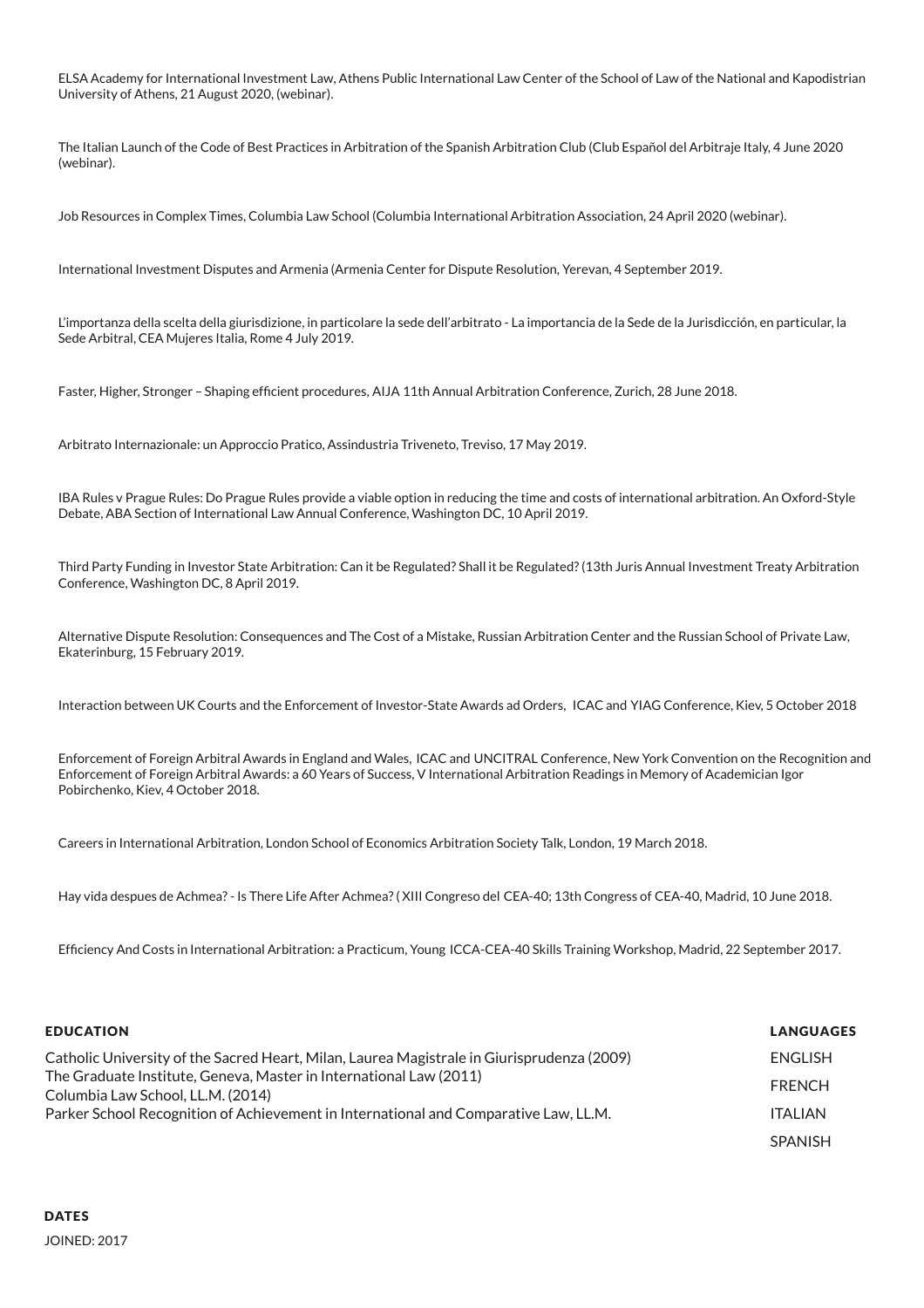ELSA Academy for International Investment Law, Athens Public International Law Center of the School of Law of the National and Kapodistrian University of Athens, 21 August 2020, (webinar).

The Italian Launch of the Code of Best Practices in Arbitration of the Spanish Arbitration Club (Club Español del Arbitraje Italy, 4 June 2020 (webinar).

Job Resources in Complex Times, Columbia Law School (Columbia International Arbitration Association, 24 April 2020 (webinar).

International Investment Disputes and Armenia (Armenia Center for Dispute Resolution, Yerevan, 4 September 2019.

L'importanza della scelta della giurisdizione, in particolare la sede dell'arbitrato - La importancia de la Sede de la Jurisdicción, en particular, la Sede Arbitral, CEA Mujeres Italia, Rome 4 July 2019.

Faster, Higher, Stronger – Shaping efficient procedures, AIJA 11th Annual Arbitration Conference, Zurich, 28 June 2018.

Arbitrato Internazionale: un Approccio Pratico, Assindustria Triveneto, Treviso, 17 May 2019.

IBA Rules v Prague Rules: Do Prague Rules provide a viable option in reducing the time and costs of international arbitration. An Oxford-Style Debate, ABA Section of International Law Annual Conference, Washington DC, 10 April 2019.

Third Party Funding in Investor State Arbitration: Can it be Regulated? Shall it be Regulated? (13th Juris Annual Investment Treaty Arbitration Conference, Washington DC, 8 April 2019.

Alternative Dispute Resolution: Consequences and The Cost of a Mistake, Russian Arbitration Center and the Russian School of Private Law, Ekaterinburg, 15 February 2019.

Interaction between UK Courts and the Enforcement of Investor-State Awards ad Orders, ICAC and YIAG Conference, Kiev, 5 October 2018

Enforcement of Foreign Arbitral Awards in England and Wales, ICAC and UNCITRAL Conference, New York Convention on the Recognition and Enforcement of Foreign Arbitral Awards: a 60 Years of Success, V International Arbitration Readings in Memory of Academician Igor Pobirchenko, Kiev, 4 October 2018.

Careers in International Arbitration, London School of Economics Arbitration Society Talk, London, 19 March 2018.

Hay vida despues de Achmea? - Is There Life After Achmea? ( XIII Congreso del CEA-40; 13th Congress of CEA-40, Madrid, 10 June 2018.

Efficiency And Costs in International Arbitration: a Practicum, Young ICCA-CEA-40 Skills Training Workshop, Madrid, 22 September 2017.

## EDUCATION

Catholic University of the Sacred Heart, Milan, Laurea Magistrale in Giurisprudenza (2009)
The Graduate Institute, Geneva, Master in International Law (2011)
Columbia Law School, LL.M. (2014)
Parker School Recognition of Achievement in International and Comparative Law, LL.M.

## LANGUAGES

ENGLISH
FRENCH
ITALIAN
SPANISH

## DATES

JOINED: 2017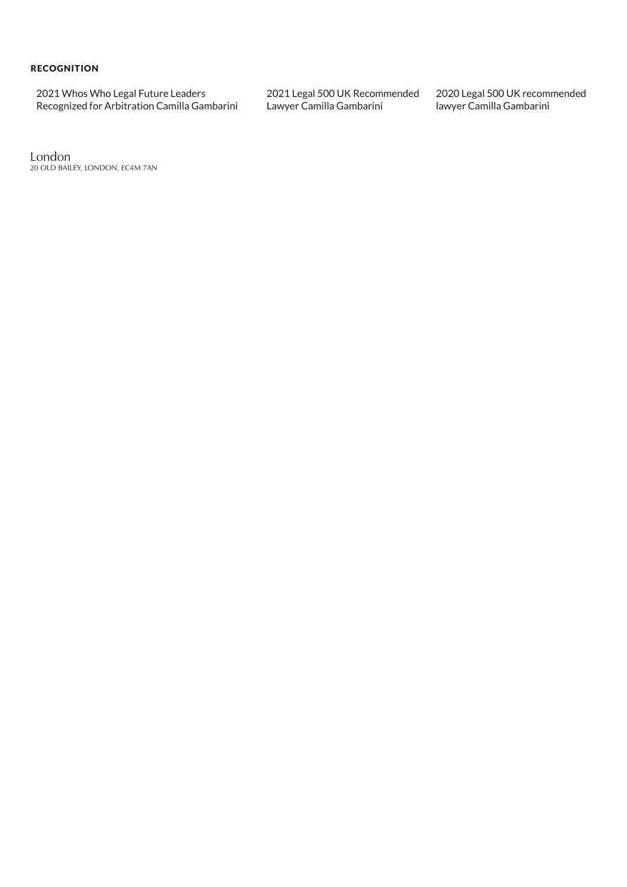### RECOGNITION

2021 Whos Who Legal Future Leaders Recognized for Arbitration Camilla Gambarini

2021 Legal 500 UK Recommended Lawyer Camilla Gambarini

2020 Legal 500 UK recommended lawyer Camilla Gambarini

London
20 OLD BAILEY, LONDON, EC4M 7AN